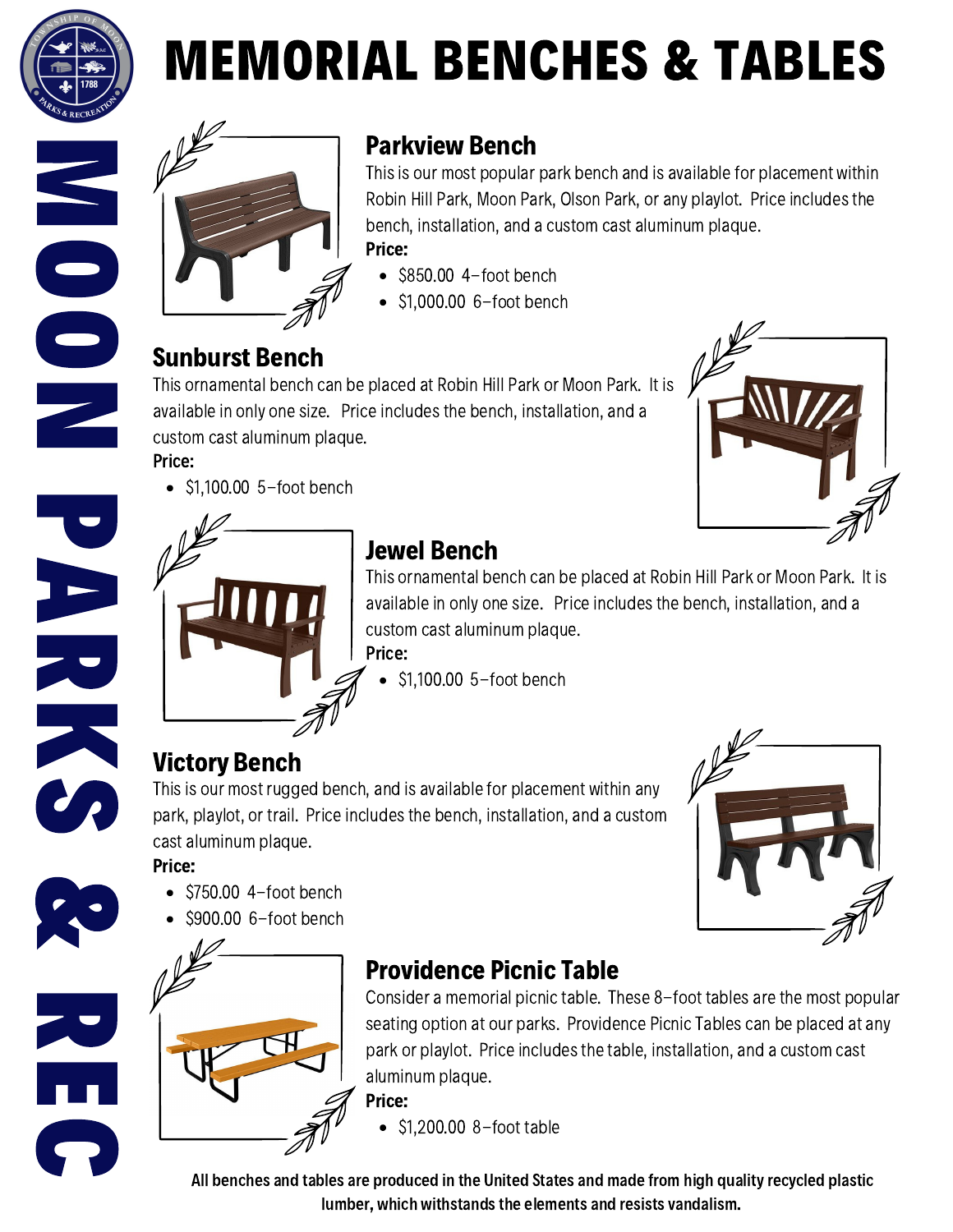# MEMORIAL BENCHES & TABLES

MOON PARKS & REC

## Parkview Bench

This is our most popular park bench and is available for placement within Robin Hill Park, Moon Park, Olson Park, or any playlot. Price includes the bench, installation, and a custom cast aluminum plaque.

**Price:**

- $850.00 4–foot bench
- $1,000.00 6–foot bench

## Sunburst Bench

This ornamental bench can be placed at Robin Hill Park or Moon Park. It is available in only one size. Price includes the bench, installation, and a custom cast aluminum plaque.

**Price:**

- $1,100.00 5–foot bench

## Jewel Bench

This ornamental bench can be placed at Robin Hill Park or Moon Park. It is available in only one size. Price includes the bench, installation, and a custom cast aluminum plaque.

**Price:**

- $1,100.00 5–foot bench

## Victory Bench

This is our most rugged bench, and is available for placement within any park, playlot, or trail. Price includes the bench, installation, and a custom cast aluminum plaque.

**Price:**

- $750.00 4–foot bench
- $900.00 6–foot bench

## Providence Picnic Table

Consider a memorial picnic table. These 8–foot tables are the most popular seating option at our parks. Providence Picnic Tables can be placed at any park or playlot. Price includes the table, installation, and a custom cast aluminum plaque.

**Price:**

- $1,200.00 8–foot table

**All benches and tables are produced in the United States and made from high quality recycled plastic lumber, which withstands the elements and resists vandalism.**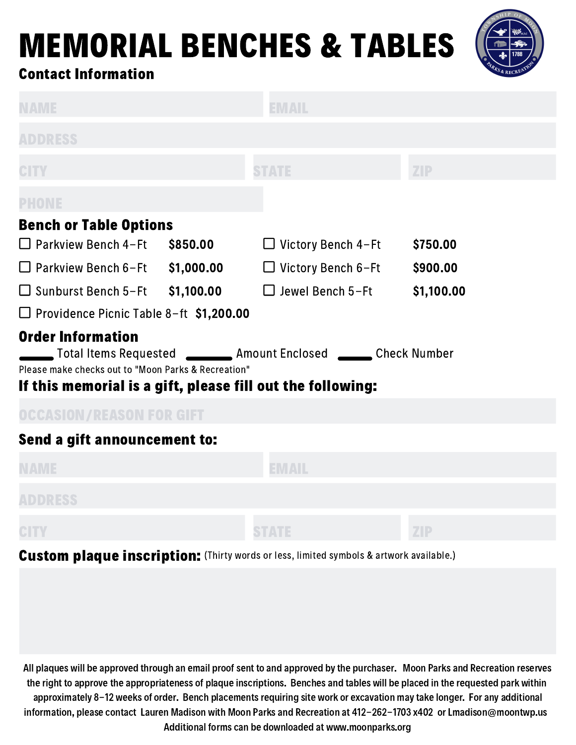# MEMORIAL BENCHES & TABLES

## Contact Information

NAME

EMAIL

ADDRESS

CITY

STATE

ZIP

PHONE

## Bench or Table Options

| | | | |
|---|---|---|---|
| ☐ Parkview Bench 4-Ft | **$850.00** | ☐ Victory Bench 4-Ft | **$750.00** |
| ☐ Parkview Bench 6-Ft | **$1,000.00** | ☐ Victory Bench 6-Ft | **$900.00** |
| ☐ Sunburst Bench 5-Ft | **$1,100.00** | ☐ Jewel Bench 5-Ft | **$1,100.00** |
| ☐ Providence Picnic Table 8-ft | **$1,200.00** | | |

## Order Information

\_\_\_\_\_ Total Items Requested \_\_\_\_\_\_\_ Amount Enclosed \_\_\_\_\_ Check Number

Please make checks out to "Moon Parks & Recreation"

## If this memorial is a gift, please fill out the following:

OCCASION/REASON FOR GIFT

## Send a gift announcement to:

NAME

EMAIL

ADDRESS

CITY

STATE

ZIP

## Custom plaque inscription: (Thirty words or less, limited symbols & artwork available.)

All plaques will be approved through an email proof sent to and approved by the purchaser. Moon Parks and Recreation reserves the right to approve the appropriateness of plaque inscriptions. Benches and tables will be placed in the requested park within approximately 8-12 weeks of order. Bench placements requiring site work or excavation may take longer. For any additional information, please contact Lauren Madison with Moon Parks and Recreation at 412-262-1703 x402 or Lmadison@moontwp.us

Additional forms can be downloaded at www.moonparks.org